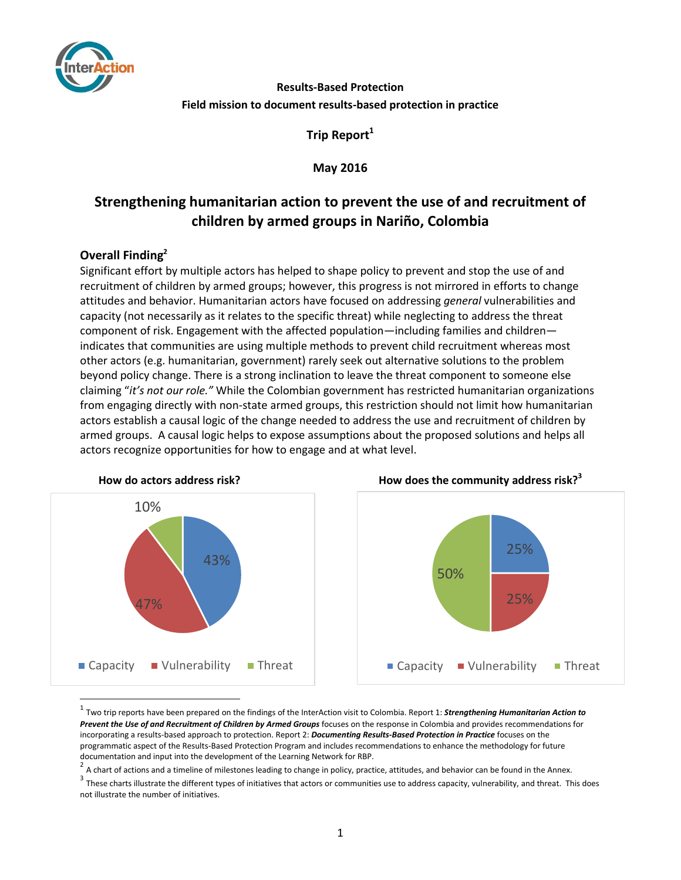**Results-Based Protection**

**Field mission to document results-based protection in practice**

**Trip Report[1]**

**May 2016**

# Strengthening humanitarian action to prevent the use of and recruitment of children by armed groups in Nariño, Colombia

## Overall Finding[2]

Significant effort by multiple actors has helped to shape policy to prevent and stop the use of and recruitment of children by armed groups; however, this progress is not mirrored in efforts to change attitudes and behavior. Humanitarian actors have focused on addressing *general* vulnerabilities and capacity (not necessarily as it relates to the specific threat) while neglecting to address the threat component of risk. Engagement with the affected population—including families and children—indicates that communities are using multiple methods to prevent child recruitment whereas most other actors (e.g. humanitarian, government) rarely seek out alternative solutions to the problem beyond policy change. There is a strong inclination to leave the threat component to someone else claiming "*it's not our role.*" While the Colombian government has restricted humanitarian organizations from engaging directly with non-state armed groups, this restriction should not limit how humanitarian actors establish a causal logic of the change needed to address the use and recruitment of children by armed groups. A causal logic helps to expose assumptions about the proposed solutions and helps all actors recognize opportunities for how to engage and at what level.

**How do actors address risk?**

| Category | Share |
|---|---|
| Capacity | 43% |
| Vulnerability | 47% |
| Threat | 10% |

**How does the community address risk?[3]**

| Category | Share |
|---|---|
| Capacity | 25% |
| Vulnerability | 25% |
| Threat | 50% |

---

[1] Two trip reports have been prepared on the findings of the InterAction visit to Colombia. Report 1: ***Strengthening Humanitarian Action to Prevent the Use of and Recruitment of Children by Armed Groups*** focuses on the response in Colombia and provides recommendations for incorporating a results-based approach to protection. Report 2: ***Documenting Results-Based Protection in Practice*** focuses on the programmatic aspect of the Results-Based Protection Program and includes recommendations to enhance the methodology for future documentation and input into the development of the Learning Network for RBP.

[2] A chart of actions and a timeline of milestones leading to change in policy, practice, attitudes, and behavior can be found in the Annex.

[3] These charts illustrate the different types of initiatives that actors or communities use to address capacity, vulnerability, and threat. This does not illustrate the number of initiatives.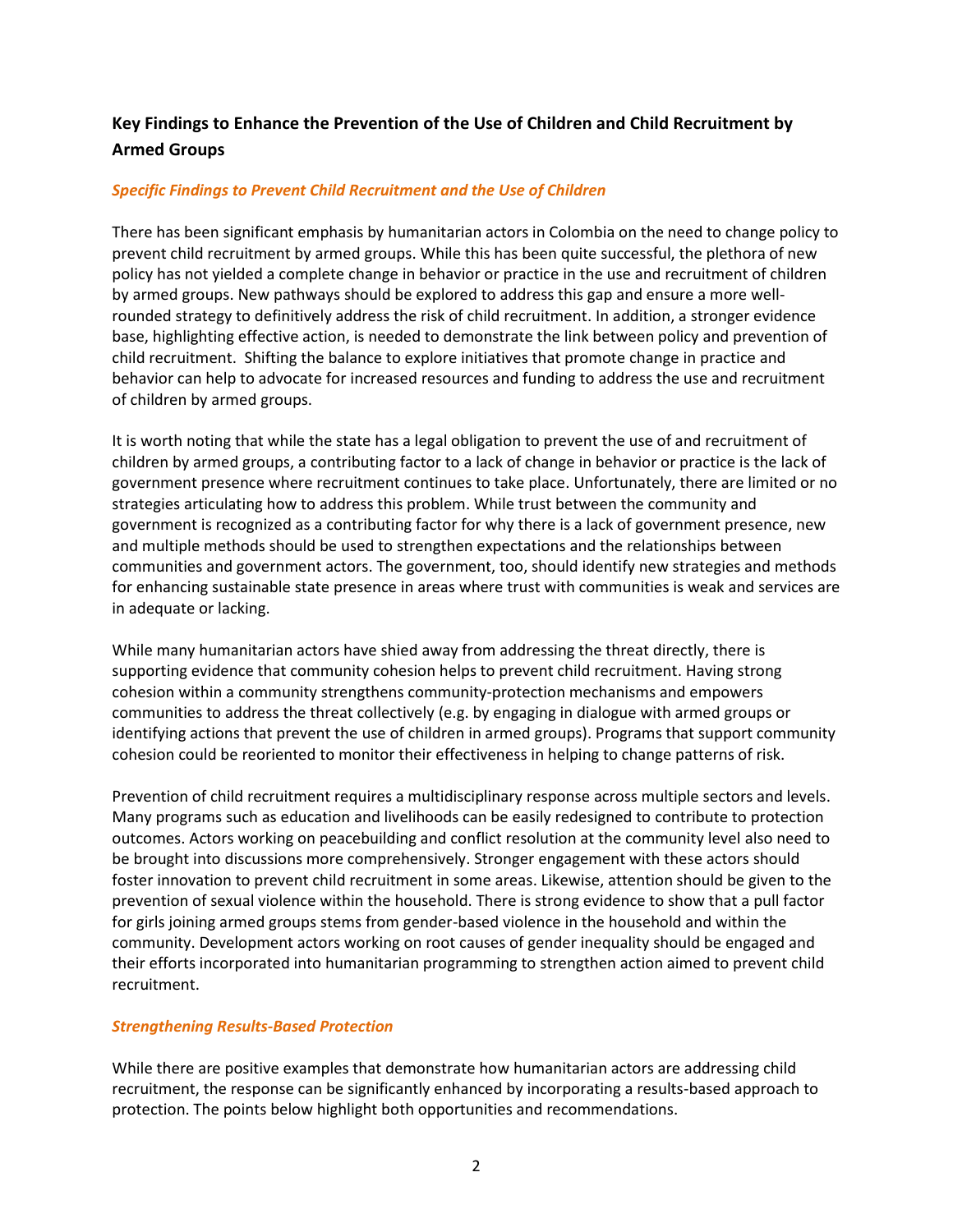## Key Findings to Enhance the Prevention of the Use of Children and Child Recruitment by Armed Groups

### *Specific Findings to Prevent Child Recruitment and the Use of Children*

There has been significant emphasis by humanitarian actors in Colombia on the need to change policy to prevent child recruitment by armed groups. While this has been quite successful, the plethora of new policy has not yielded a complete change in behavior or practice in the use and recruitment of children by armed groups. New pathways should be explored to address this gap and ensure a more well-rounded strategy to definitively address the risk of child recruitment. In addition, a stronger evidence base, highlighting effective action, is needed to demonstrate the link between policy and prevention of child recruitment. Shifting the balance to explore initiatives that promote change in practice and behavior can help to advocate for increased resources and funding to address the use and recruitment of children by armed groups.

It is worth noting that while the state has a legal obligation to prevent the use of and recruitment of children by armed groups, a contributing factor to a lack of change in behavior or practice is the lack of government presence where recruitment continues to take place. Unfortunately, there are limited or no strategies articulating how to address this problem. While trust between the community and government is recognized as a contributing factor for why there is a lack of government presence, new and multiple methods should be used to strengthen expectations and the relationships between communities and government actors. The government, too, should identify new strategies and methods for enhancing sustainable state presence in areas where trust with communities is weak and services are in adequate or lacking.

While many humanitarian actors have shied away from addressing the threat directly, there is supporting evidence that community cohesion helps to prevent child recruitment. Having strong cohesion within a community strengthens community-protection mechanisms and empowers communities to address the threat collectively (e.g. by engaging in dialogue with armed groups or identifying actions that prevent the use of children in armed groups). Programs that support community cohesion could be reoriented to monitor their effectiveness in helping to change patterns of risk.

Prevention of child recruitment requires a multidisciplinary response across multiple sectors and levels. Many programs such as education and livelihoods can be easily redesigned to contribute to protection outcomes. Actors working on peacebuilding and conflict resolution at the community level also need to be brought into discussions more comprehensively. Stronger engagement with these actors should foster innovation to prevent child recruitment in some areas. Likewise, attention should be given to the prevention of sexual violence within the household. There is strong evidence to show that a pull factor for girls joining armed groups stems from gender-based violence in the household and within the community. Development actors working on root causes of gender inequality should be engaged and their efforts incorporated into humanitarian programming to strengthen action aimed to prevent child recruitment.

### *Strengthening Results-Based Protection*

While there are positive examples that demonstrate how humanitarian actors are addressing child recruitment, the response can be significantly enhanced by incorporating a results-based approach to protection. The points below highlight both opportunities and recommendations.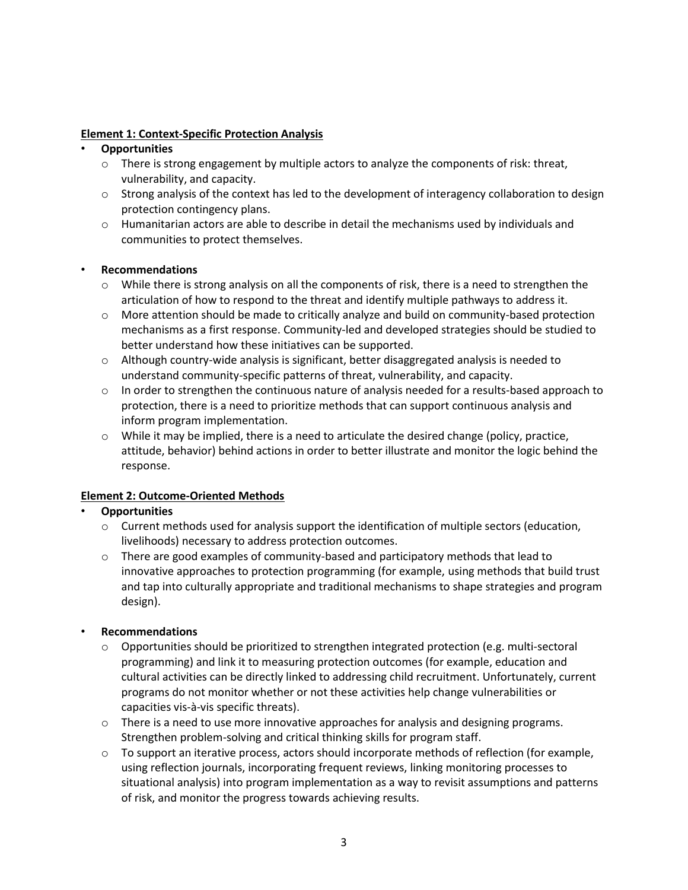**Element 1: Context-Specific Protection Analysis**

- **Opportunities**
  - There is strong engagement by multiple actors to analyze the components of risk: threat, vulnerability, and capacity.
  - Strong analysis of the context has led to the development of interagency collaboration to design protection contingency plans.
  - Humanitarian actors are able to describe in detail the mechanisms used by individuals and communities to protect themselves.

- **Recommendations**
  - While there is strong analysis on all the components of risk, there is a need to strengthen the articulation of how to respond to the threat and identify multiple pathways to address it.
  - More attention should be made to critically analyze and build on community-based protection mechanisms as a first response. Community-led and developed strategies should be studied to better understand how these initiatives can be supported.
  - Although country-wide analysis is significant, better disaggregated analysis is needed to understand community-specific patterns of threat, vulnerability, and capacity.
  - In order to strengthen the continuous nature of analysis needed for a results-based approach to protection, there is a need to prioritize methods that can support continuous analysis and inform program implementation.
  - While it may be implied, there is a need to articulate the desired change (policy, practice, attitude, behavior) behind actions in order to better illustrate and monitor the logic behind the response.

**Element 2: Outcome-Oriented Methods**

- **Opportunities**
  - Current methods used for analysis support the identification of multiple sectors (education, livelihoods) necessary to address protection outcomes.
  - There are good examples of community-based and participatory methods that lead to innovative approaches to protection programming (for example, using methods that build trust and tap into culturally appropriate and traditional mechanisms to shape strategies and program design).

- **Recommendations**
  - Opportunities should be prioritized to strengthen integrated protection (e.g. multi-sectoral programming) and link it to measuring protection outcomes (for example, education and cultural activities can be directly linked to addressing child recruitment. Unfortunately, current programs do not monitor whether or not these activities help change vulnerabilities or capacities vis-à-vis specific threats).
  - There is a need to use more innovative approaches for analysis and designing programs. Strengthen problem-solving and critical thinking skills for program staff.
  - To support an iterative process, actors should incorporate methods of reflection (for example, using reflection journals, incorporating frequent reviews, linking monitoring processes to situational analysis) into program implementation as a way to revisit assumptions and patterns of risk, and monitor the progress towards achieving results.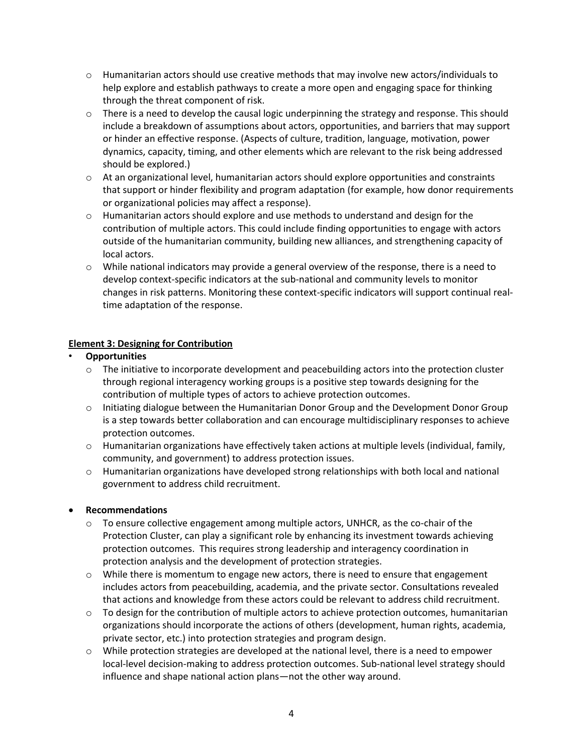- Humanitarian actors should use creative methods that may involve new actors/individuals to help explore and establish pathways to create a more open and engaging space for thinking through the threat component of risk.
- There is a need to develop the causal logic underpinning the strategy and response. This should include a breakdown of assumptions about actors, opportunities, and barriers that may support or hinder an effective response. (Aspects of culture, tradition, language, motivation, power dynamics, capacity, timing, and other elements which are relevant to the risk being addressed should be explored.)
- At an organizational level, humanitarian actors should explore opportunities and constraints that support or hinder flexibility and program adaptation (for example, how donor requirements or organizational policies may affect a response).
- Humanitarian actors should explore and use methods to understand and design for the contribution of multiple actors. This could include finding opportunities to engage with actors outside of the humanitarian community, building new alliances, and strengthening capacity of local actors.
- While national indicators may provide a general overview of the response, there is a need to develop context-specific indicators at the sub-national and community levels to monitor changes in risk patterns. Monitoring these context-specific indicators will support continual real-time adaptation of the response.

**Element 3: Designing for Contribution**

- **Opportunities**
  - The initiative to incorporate development and peacebuilding actors into the protection cluster through regional interagency working groups is a positive step towards designing for the contribution of multiple types of actors to achieve protection outcomes.
  - Initiating dialogue between the Humanitarian Donor Group and the Development Donor Group is a step towards better collaboration and can encourage multidisciplinary responses to achieve protection outcomes.
  - Humanitarian organizations have effectively taken actions at multiple levels (individual, family, community, and government) to address protection issues.
  - Humanitarian organizations have developed strong relationships with both local and national government to address child recruitment.

- **Recommendations**
  - To ensure collective engagement among multiple actors, UNHCR, as the co-chair of the Protection Cluster, can play a significant role by enhancing its investment towards achieving protection outcomes. This requires strong leadership and interagency coordination in protection analysis and the development of protection strategies.
  - While there is momentum to engage new actors, there is need to ensure that engagement includes actors from peacebuilding, academia, and the private sector. Consultations revealed that actions and knowledge from these actors could be relevant to address child recruitment.
  - To design for the contribution of multiple actors to achieve protection outcomes, humanitarian organizations should incorporate the actions of others (development, human rights, academia, private sector, etc.) into protection strategies and program design.
  - While protection strategies are developed at the national level, there is a need to empower local-level decision-making to address protection outcomes. Sub-national level strategy should influence and shape national action plans—not the other way around.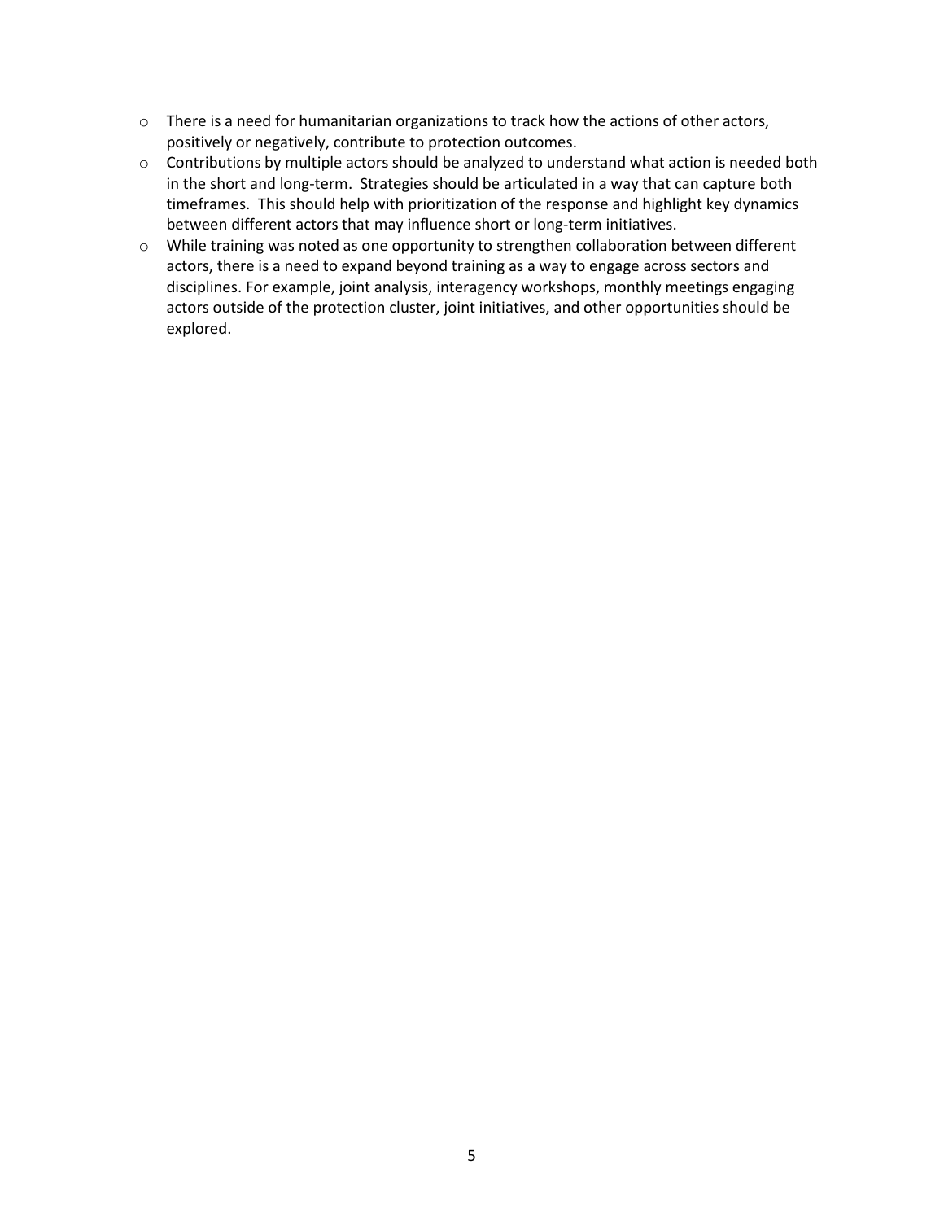- There is a need for humanitarian organizations to track how the actions of other actors, positively or negatively, contribute to protection outcomes.
- Contributions by multiple actors should be analyzed to understand what action is needed both in the short and long-term. Strategies should be articulated in a way that can capture both timeframes. This should help with prioritization of the response and highlight key dynamics between different actors that may influence short or long-term initiatives.
- While training was noted as one opportunity to strengthen collaboration between different actors, there is a need to expand beyond training as a way to engage across sectors and disciplines. For example, joint analysis, interagency workshops, monthly meetings engaging actors outside of the protection cluster, joint initiatives, and other opportunities should be explored.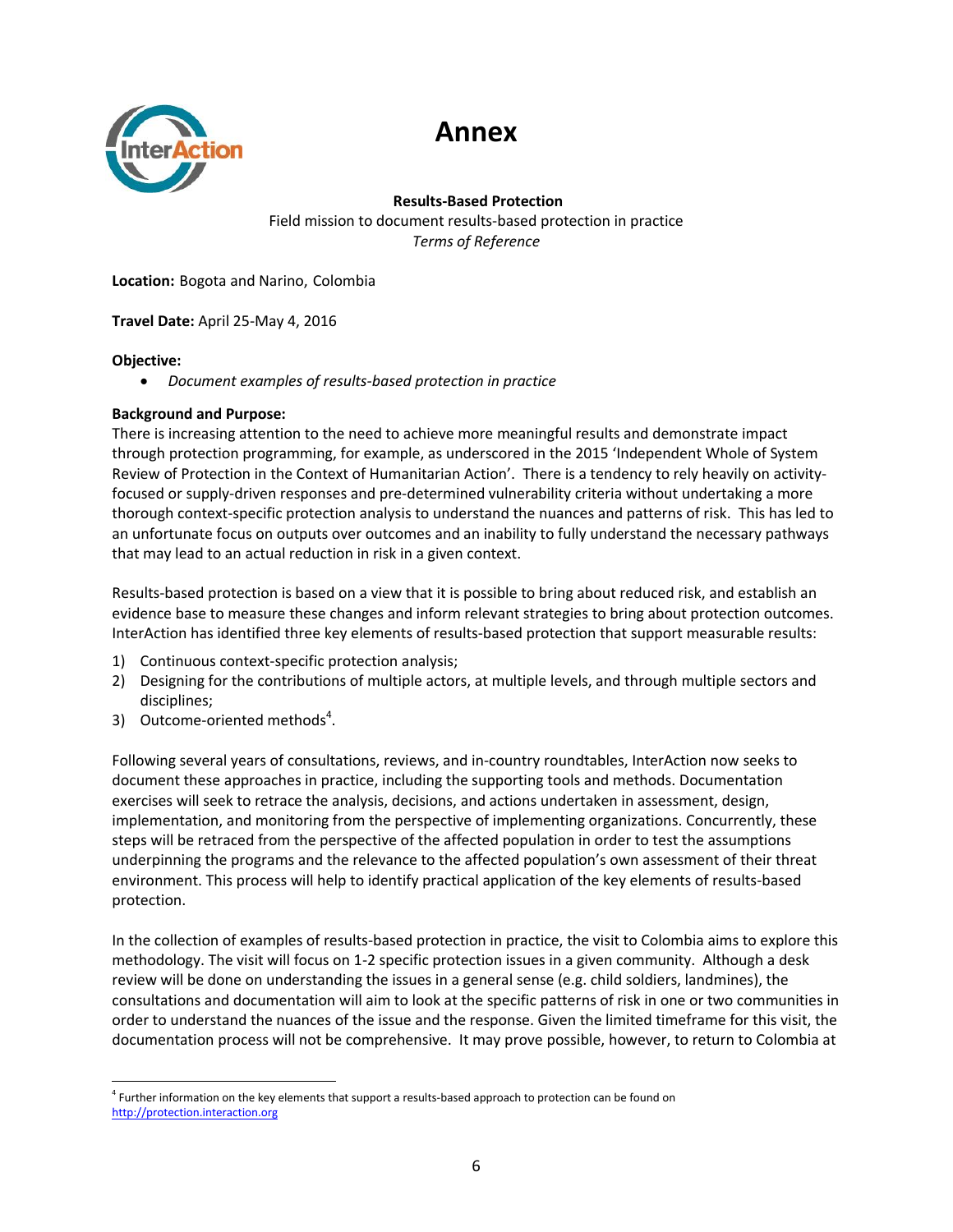# Annex

**Results-Based Protection**

Field mission to document results-based protection in practice

*Terms of Reference*

**Location:** Bogota and Narino, Colombia

**Travel Date:** April 25-May 4, 2016

**Objective:**

- *Document examples of results-based protection in practice*

**Background and Purpose:**

There is increasing attention to the need to achieve more meaningful results and demonstrate impact through protection programming, for example, as underscored in the 2015 'Independent Whole of System Review of Protection in the Context of Humanitarian Action'. There is a tendency to rely heavily on activity-focused or supply-driven responses and pre-determined vulnerability criteria without undertaking a more thorough context-specific protection analysis to understand the nuances and patterns of risk. This has led to an unfortunate focus on outputs over outcomes and an inability to fully understand the necessary pathways that may lead to an actual reduction in risk in a given context.

Results-based protection is based on a view that it is possible to bring about reduced risk, and establish an evidence base to measure these changes and inform relevant strategies to bring about protection outcomes. InterAction has identified three key elements of results-based protection that support measurable results:

1) Continuous context-specific protection analysis;
2) Designing for the contributions of multiple actors, at multiple levels, and through multiple sectors and disciplines;
3) Outcome-oriented methods[4].

Following several years of consultations, reviews, and in-country roundtables, InterAction now seeks to document these approaches in practice, including the supporting tools and methods. Documentation exercises will seek to retrace the analysis, decisions, and actions undertaken in assessment, design, implementation, and monitoring from the perspective of implementing organizations. Concurrently, these steps will be retraced from the perspective of the affected population in order to test the assumptions underpinning the programs and the relevance to the affected population's own assessment of their threat environment. This process will help to identify practical application of the key elements of results-based protection.

In the collection of examples of results-based protection in practice, the visit to Colombia aims to explore this methodology. The visit will focus on 1-2 specific protection issues in a given community. Although a desk review will be done on understanding the issues in a general sense (e.g. child soldiers, landmines), the consultations and documentation will aim to look at the specific patterns of risk in one or two communities in order to understand the nuances of the issue and the response. Given the limited timeframe for this visit, the documentation process will not be comprehensive. It may prove possible, however, to return to Colombia at

[4] Further information on the key elements that support a results-based approach to protection can be found on http://protection.interaction.org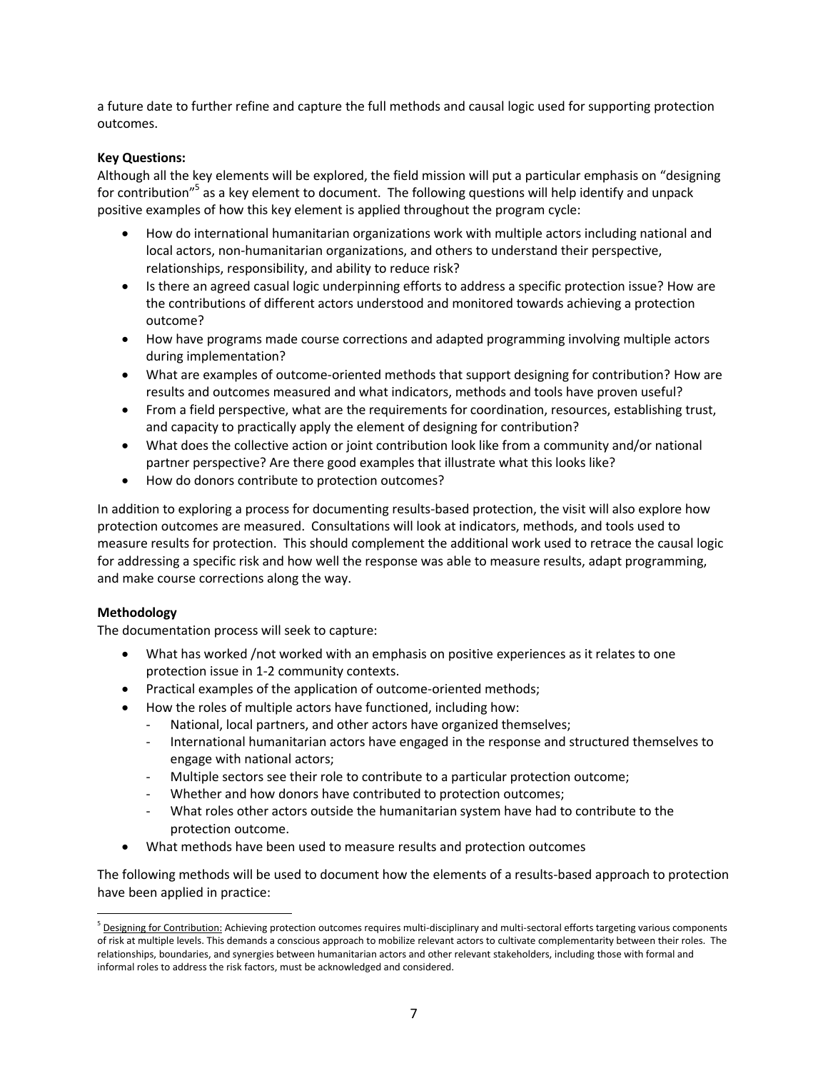a future date to further refine and capture the full methods and causal logic used for supporting protection outcomes.

**Key Questions:**

Although all the key elements will be explored, the field mission will put a particular emphasis on "designing for contribution"[5] as a key element to document. The following questions will help identify and unpack positive examples of how this key element is applied throughout the program cycle:

- How do international humanitarian organizations work with multiple actors including national and local actors, non-humanitarian organizations, and others to understand their perspective, relationships, responsibility, and ability to reduce risk?
- Is there an agreed casual logic underpinning efforts to address a specific protection issue? How are the contributions of different actors understood and monitored towards achieving a protection outcome?
- How have programs made course corrections and adapted programming involving multiple actors during implementation?
- What are examples of outcome-oriented methods that support designing for contribution? How are results and outcomes measured and what indicators, methods and tools have proven useful?
- From a field perspective, what are the requirements for coordination, resources, establishing trust, and capacity to practically apply the element of designing for contribution?
- What does the collective action or joint contribution look like from a community and/or national partner perspective? Are there good examples that illustrate what this looks like?
- How do donors contribute to protection outcomes?

In addition to exploring a process for documenting results-based protection, the visit will also explore how protection outcomes are measured. Consultations will look at indicators, methods, and tools used to measure results for protection. This should complement the additional work used to retrace the causal logic for addressing a specific risk and how well the response was able to measure results, adapt programming, and make course corrections along the way.

**Methodology**

The documentation process will seek to capture:

- What has worked /not worked with an emphasis on positive experiences as it relates to one protection issue in 1-2 community contexts.
- Practical examples of the application of outcome-oriented methods;
- How the roles of multiple actors have functioned, including how:
  - National, local partners, and other actors have organized themselves;
  - International humanitarian actors have engaged in the response and structured themselves to engage with national actors;
  - Multiple sectors see their role to contribute to a particular protection outcome;
  - Whether and how donors have contributed to protection outcomes;
  - What roles other actors outside the humanitarian system have had to contribute to the protection outcome.
- What methods have been used to measure results and protection outcomes

The following methods will be used to document how the elements of a results-based approach to protection have been applied in practice:

---

[5] Designing for Contribution: Achieving protection outcomes requires multi-disciplinary and multi-sectoral efforts targeting various components of risk at multiple levels. This demands a conscious approach to mobilize relevant actors to cultivate complementarity between their roles. The relationships, boundaries, and synergies between humanitarian actors and other relevant stakeholders, including those with formal and informal roles to address the risk factors, must be acknowledged and considered.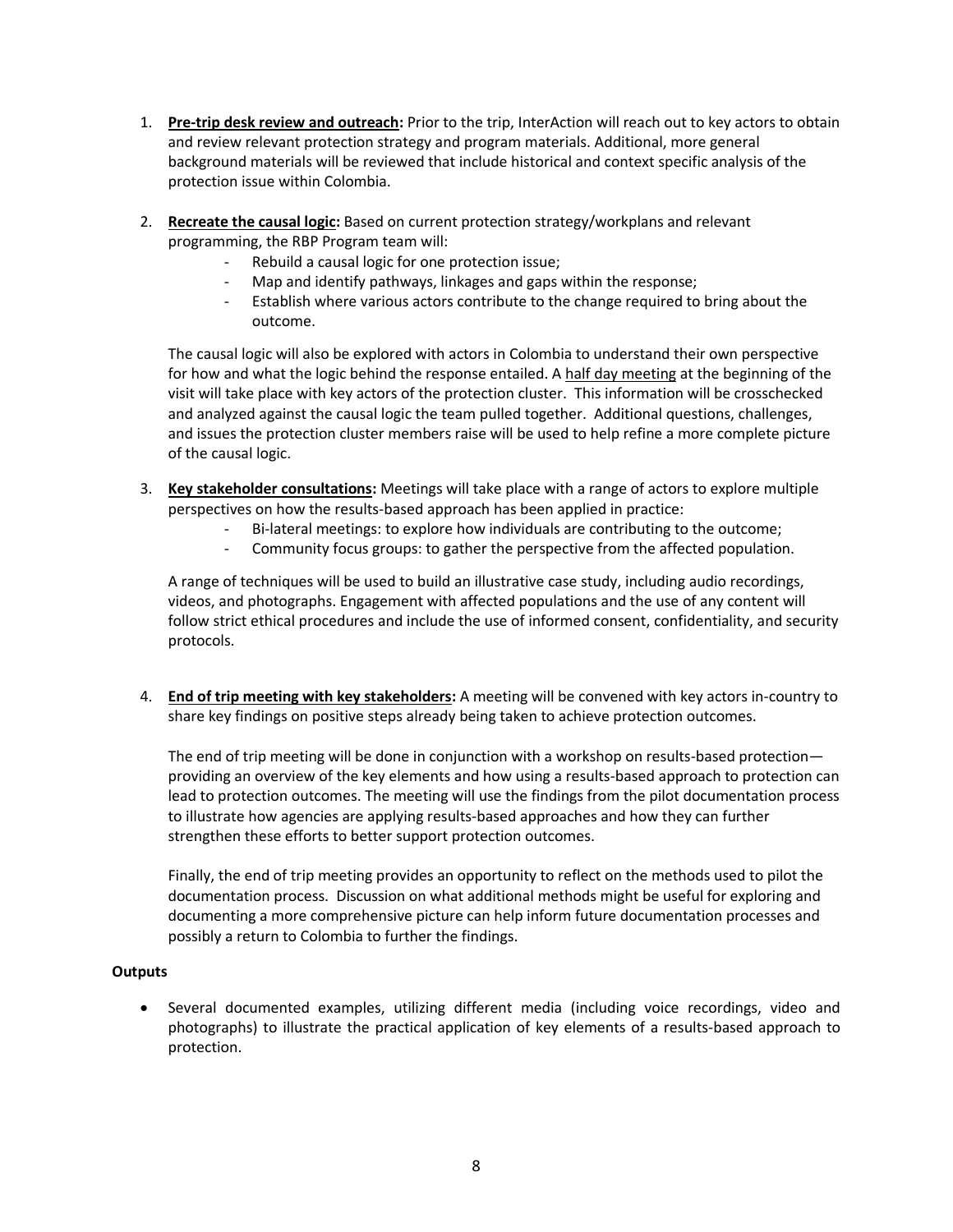1. **Pre-trip desk review and outreach:** Prior to the trip, InterAction will reach out to key actors to obtain and review relevant protection strategy and program materials. Additional, more general background materials will be reviewed that include historical and context specific analysis of the protection issue within Colombia.

2. **Recreate the causal logic:** Based on current protection strategy/workplans and relevant programming, the RBP Program team will:
   - Rebuild a causal logic for one protection issue;
   - Map and identify pathways, linkages and gaps within the response;
   - Establish where various actors contribute to the change required to bring about the outcome.

   The causal logic will also be explored with actors in Colombia to understand their own perspective for how and what the logic behind the response entailed. A half day meeting at the beginning of the visit will take place with key actors of the protection cluster. This information will be crosschecked and analyzed against the causal logic the team pulled together. Additional questions, challenges, and issues the protection cluster members raise will be used to help refine a more complete picture of the causal logic.

3. **Key stakeholder consultations:** Meetings will take place with a range of actors to explore multiple perspectives on how the results-based approach has been applied in practice:
   - Bi-lateral meetings: to explore how individuals are contributing to the outcome;
   - Community focus groups: to gather the perspective from the affected population.

   A range of techniques will be used to build an illustrative case study, including audio recordings, videos, and photographs. Engagement with affected populations and the use of any content will follow strict ethical procedures and include the use of informed consent, confidentiality, and security protocols.

4. **End of trip meeting with key stakeholders:** A meeting will be convened with key actors in-country to share key findings on positive steps already being taken to achieve protection outcomes.

   The end of trip meeting will be done in conjunction with a workshop on results-based protection—providing an overview of the key elements and how using a results-based approach to protection can lead to protection outcomes. The meeting will use the findings from the pilot documentation process to illustrate how agencies are applying results-based approaches and how they can further strengthen these efforts to better support protection outcomes.

   Finally, the end of trip meeting provides an opportunity to reflect on the methods used to pilot the documentation process. Discussion on what additional methods might be useful for exploring and documenting a more comprehensive picture can help inform future documentation processes and possibly a return to Colombia to further the findings.

**Outputs**

- Several documented examples, utilizing different media (including voice recordings, video and photographs) to illustrate the practical application of key elements of a results-based approach to protection.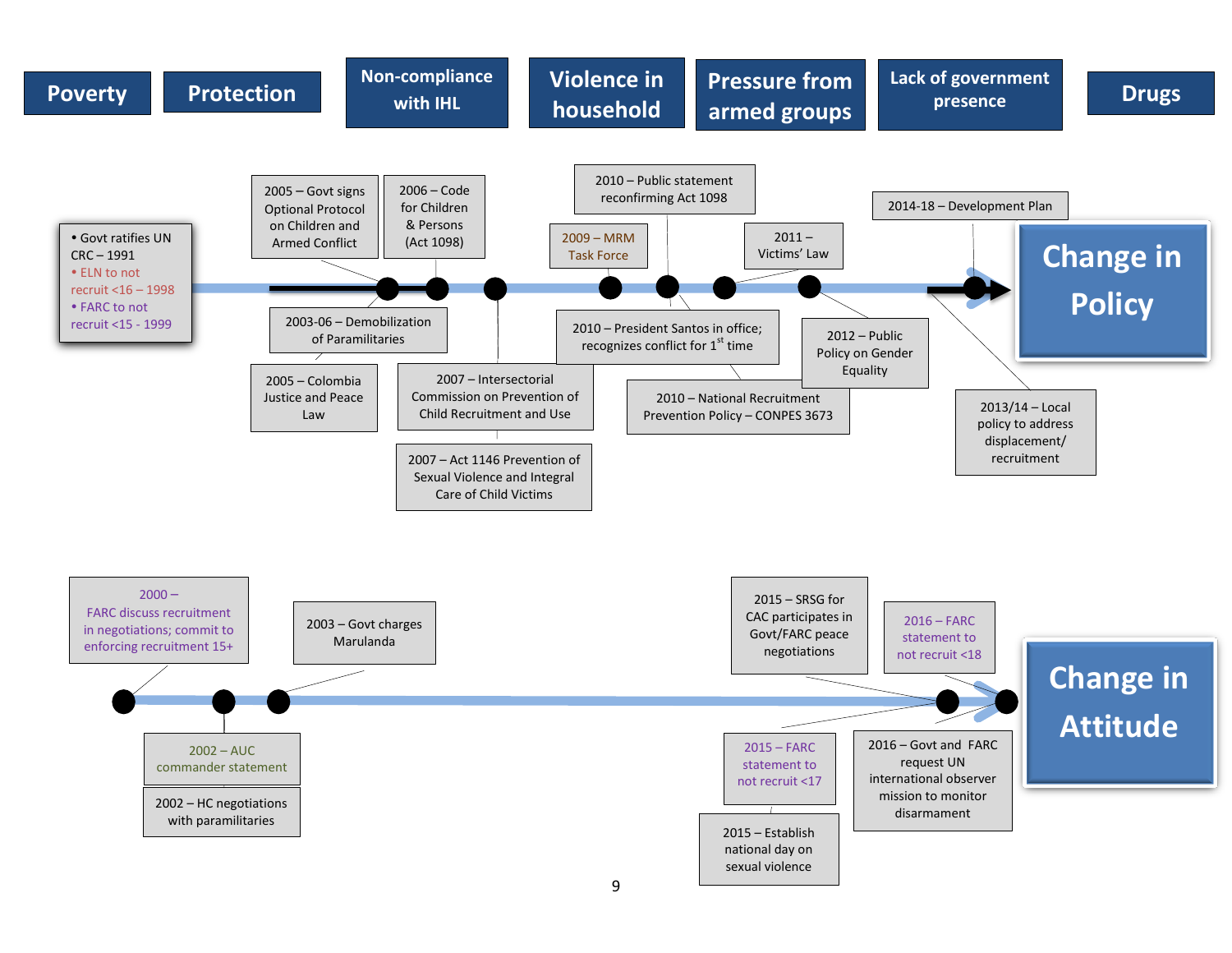Poverty | Protection | Non-compliance with IHL | Violence in household | Pressure from armed groups | Lack of government presence | Drugs

## Change in Policy

- Govt ratifies UN CRC – 1991
- ELN to not recruit <16 – 1998
- FARC to not recruit <15 - 1999

2003-06 – Demobilization of Paramilitaries

2005 – Govt signs Optional Protocol on Children and Armed Conflict

2005 – Colombia Justice and Peace Law

2006 – Code for Children & Persons (Act 1098)

2007 – Intersectoral Commission on Prevention of Child Recruitment and Use

2007 – Act 1146 Prevention of Sexual Violence and Integral Care of Child Victims

2009 – MRM Task Force

2010 – Public statement reconfirming Act 1098

2010 – President Santos in office; recognizes conflict for 1st time

2010 – National Recruitment Prevention Policy – CONPES 3673

2011 – Victims' Law

2012 – Public Policy on Gender Equality

2013/14 – Local policy to address displacement/ recruitment

2014-18 – Development Plan

## Change in Attitude

2000 – FARC discuss recruitment in negotiations; commit to enforcing recruitment 15+

2002 – AUC commander statement

2002 – HC negotiations with paramilitaries

2003 – Govt charges Marulanda

2015 – SRSG for CAC participates in Govt/FARC peace negotiations

2015 – FARC statement to not recruit <17

2015 – Establish national day on sexual violence

2016 – FARC statement to not recruit <18

2016 – Govt and FARC request UN international observer mission to monitor disarmament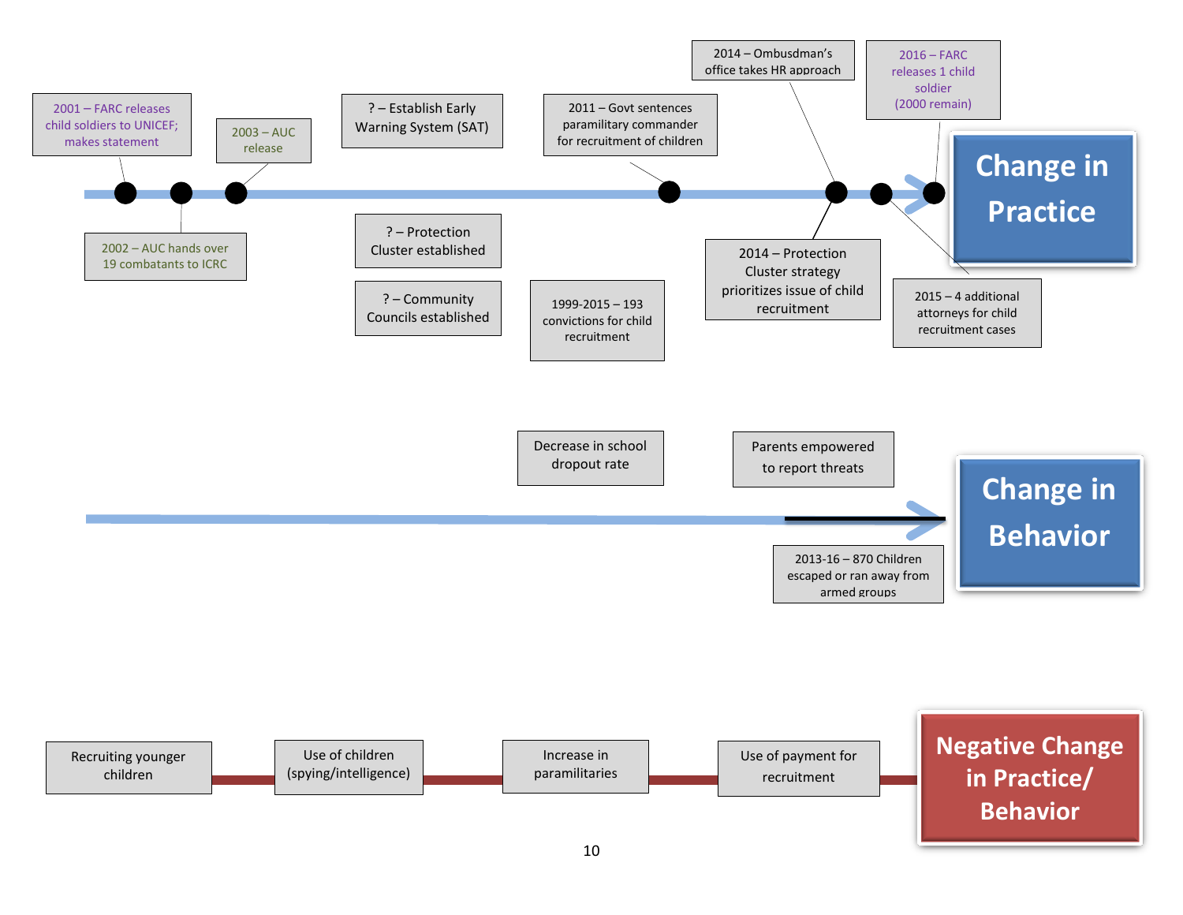## Change in Practice

- 2001 – FARC releases child soldiers to UNICEF; makes statement
- 2002 – AUC hands over 19 combatants to ICRC
- 2003 – AUC release
- ? – Establish Early Warning System (SAT)
- ? – Protection Cluster established
- ? – Community Councils established
- 1999-2015 – 193 convictions for child recruitment
- 2011 – Govt sentences paramilitary commander for recruitment of children
- 2014 – Ombusdman's office takes HR approach
- 2014 – Protection Cluster strategy prioritizes issue of child recruitment
- 2015 – 4 additional attorneys for child recruitment cases
- 2016 – FARC releases 1 child soldier (2000 remain)

## Change in Behavior

- Decrease in school dropout rate
- Parents empowered to report threats
- 2013-16 – 870 Children escaped or ran away from armed groups

## Negative Change in Practice/ Behavior

- Recruiting younger children
- Use of children (spying/intelligence)
- Increase in paramilitaries
- Use of payment for recruitment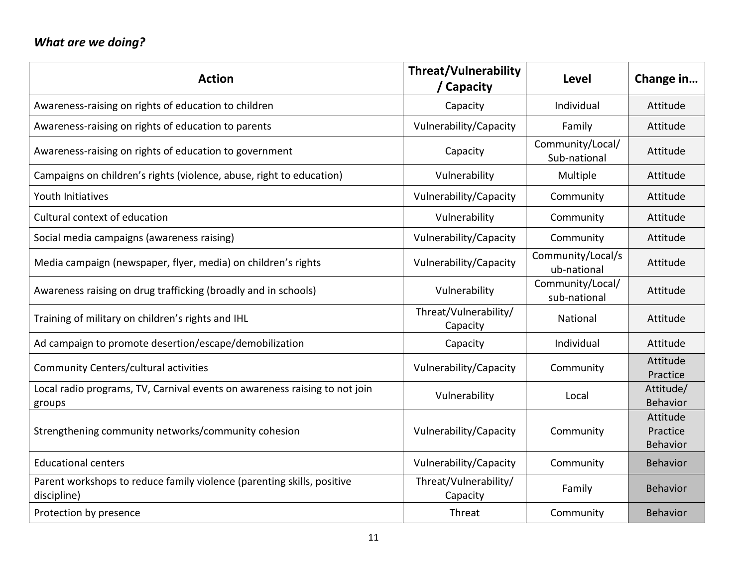***What are we doing?***

| Action | Threat/Vulnerability / Capacity | Level | Change in… |
|---|---|---|---|
| Awareness-raising on rights of education to children | Capacity | Individual | Attitude |
| Awareness-raising on rights of education to parents | Vulnerability/Capacity | Family | Attitude |
| Awareness-raising on rights of education to government | Capacity | Community/Local/ Sub-national | Attitude |
| Campaigns on children's rights (violence, abuse, right to education) | Vulnerability | Multiple | Attitude |
| Youth Initiatives | Vulnerability/Capacity | Community | Attitude |
| Cultural context of education | Vulnerability | Community | Attitude |
| Social media campaigns (awareness raising) | Vulnerability/Capacity | Community | Attitude |
| Media campaign (newspaper, flyer, media) on children's rights | Vulnerability/Capacity | Community/Local/sub-national | Attitude |
| Awareness raising on drug trafficking (broadly and in schools) | Vulnerability | Community/Local/ sub-national | Attitude |
| Training of military on children's rights and IHL | Threat/Vulnerability/ Capacity | National | Attitude |
| Ad campaign to promote desertion/escape/demobilization | Capacity | Individual | Attitude |
| Community Centers/cultural activities | Vulnerability/Capacity | Community | Attitude Practice |
| Local radio programs, TV, Carnival events on awareness raising to not join groups | Vulnerability | Local | Attitude/ Behavior |
| Strengthening community networks/community cohesion | Vulnerability/Capacity | Community | Attitude Practice Behavior |
| Educational centers | Vulnerability/Capacity | Community | Behavior |
| Parent workshops to reduce family violence (parenting skills, positive discipline) | Threat/Vulnerability/ Capacity | Family | Behavior |
| Protection by presence | Threat | Community | Behavior |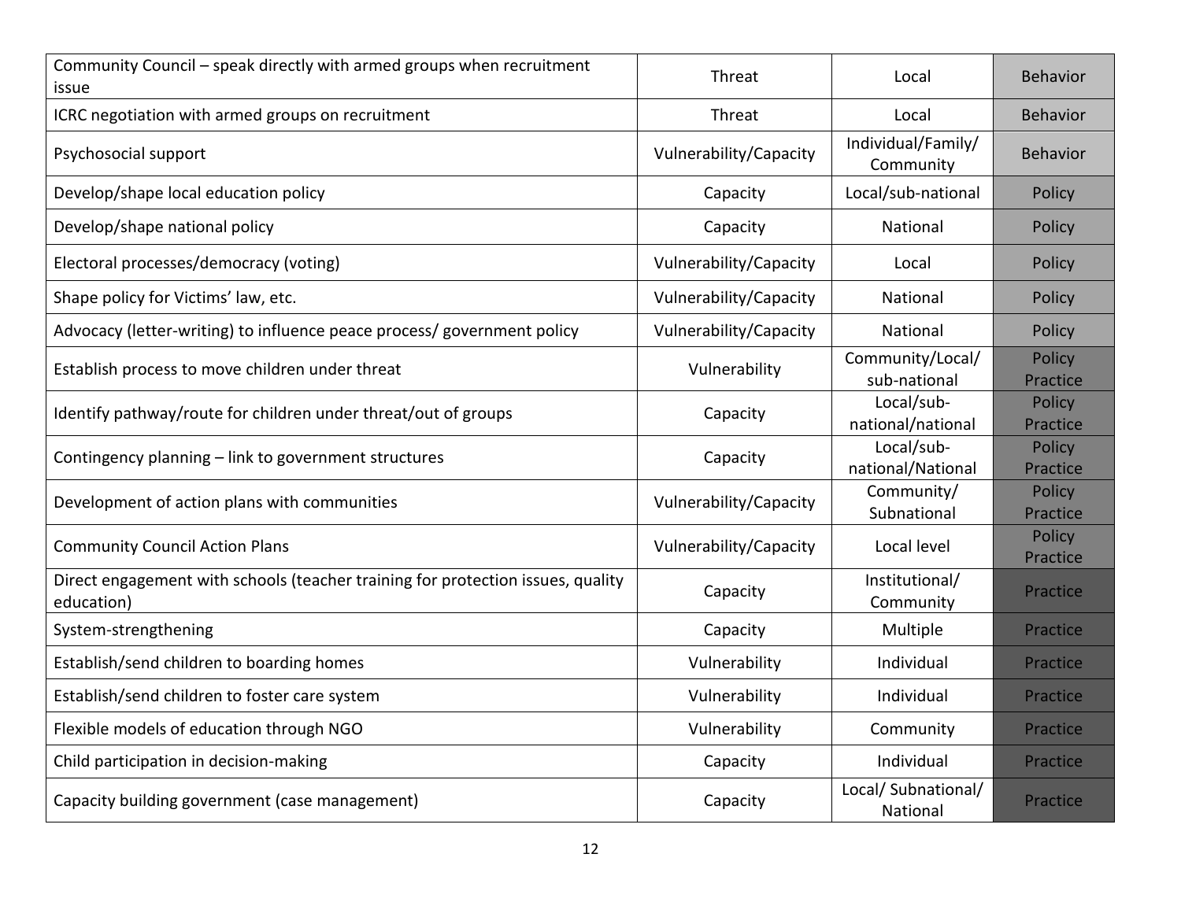| | | | |
|---|---|---|---|
| Community Council – speak directly with armed groups when recruitment issue | Threat | Local | Behavior |
| ICRC negotiation with armed groups on recruitment | Threat | Local | Behavior |
| Psychosocial support | Vulnerability/Capacity | Individual/Family/ Community | Behavior |
| Develop/shape local education policy | Capacity | Local/sub-national | Policy |
| Develop/shape national policy | Capacity | National | Policy |
| Electoral processes/democracy (voting) | Vulnerability/Capacity | Local | Policy |
| Shape policy for Victims' law, etc. | Vulnerability/Capacity | National | Policy |
| Advocacy (letter-writing) to influence peace process/ government policy | Vulnerability/Capacity | National | Policy |
| Establish process to move children under threat | Vulnerability | Community/Local/ sub-national | Policy Practice |
| Identify pathway/route for children under threat/out of groups | Capacity | Local/sub-national/national | Policy Practice |
| Contingency planning – link to government structures | Capacity | Local/sub-national/National | Policy Practice |
| Development of action plans with communities | Vulnerability/Capacity | Community/ Subnational | Policy Practice |
| Community Council Action Plans | Vulnerability/Capacity | Local level | Policy Practice |
| Direct engagement with schools (teacher training for protection issues, quality education) | Capacity | Institutional/ Community | Practice |
| System-strengthening | Capacity | Multiple | Practice |
| Establish/send children to boarding homes | Vulnerability | Individual | Practice |
| Establish/send children to foster care system | Vulnerability | Individual | Practice |
| Flexible models of education through NGO | Vulnerability | Community | Practice |
| Child participation in decision-making | Capacity | Individual | Practice |
| Capacity building government (case management) | Capacity | Local/ Subnational/ National | Practice |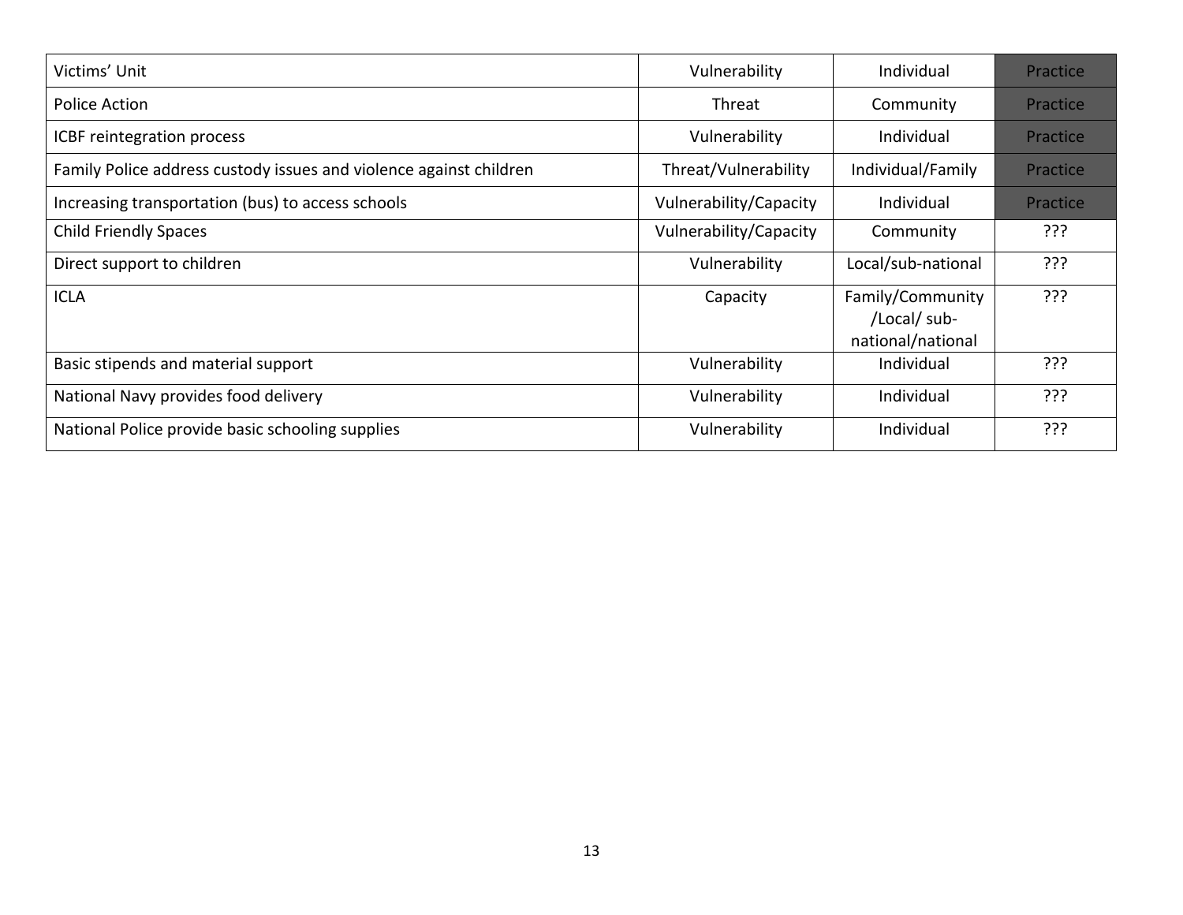| Victims' Unit | Vulnerability | Individual | Practice |
|---|---|---|---|
| Police Action | Threat | Community | Practice |
| ICBF reintegration process | Vulnerability | Individual | Practice |
| Family Police address custody issues and violence against children | Threat/Vulnerability | Individual/Family | Practice |
| Increasing transportation (bus) to access schools | Vulnerability/Capacity | Individual | Practice |
| Child Friendly Spaces | Vulnerability/Capacity | Community | ??? |
| Direct support to children | Vulnerability | Local/sub-national | ??? |
| ICLA | Capacity | Family/Community /Local/ sub-national/national | ??? |
| Basic stipends and material support | Vulnerability | Individual | ??? |
| National Navy provides food delivery | Vulnerability | Individual | ??? |
| National Police provide basic schooling supplies | Vulnerability | Individual | ??? |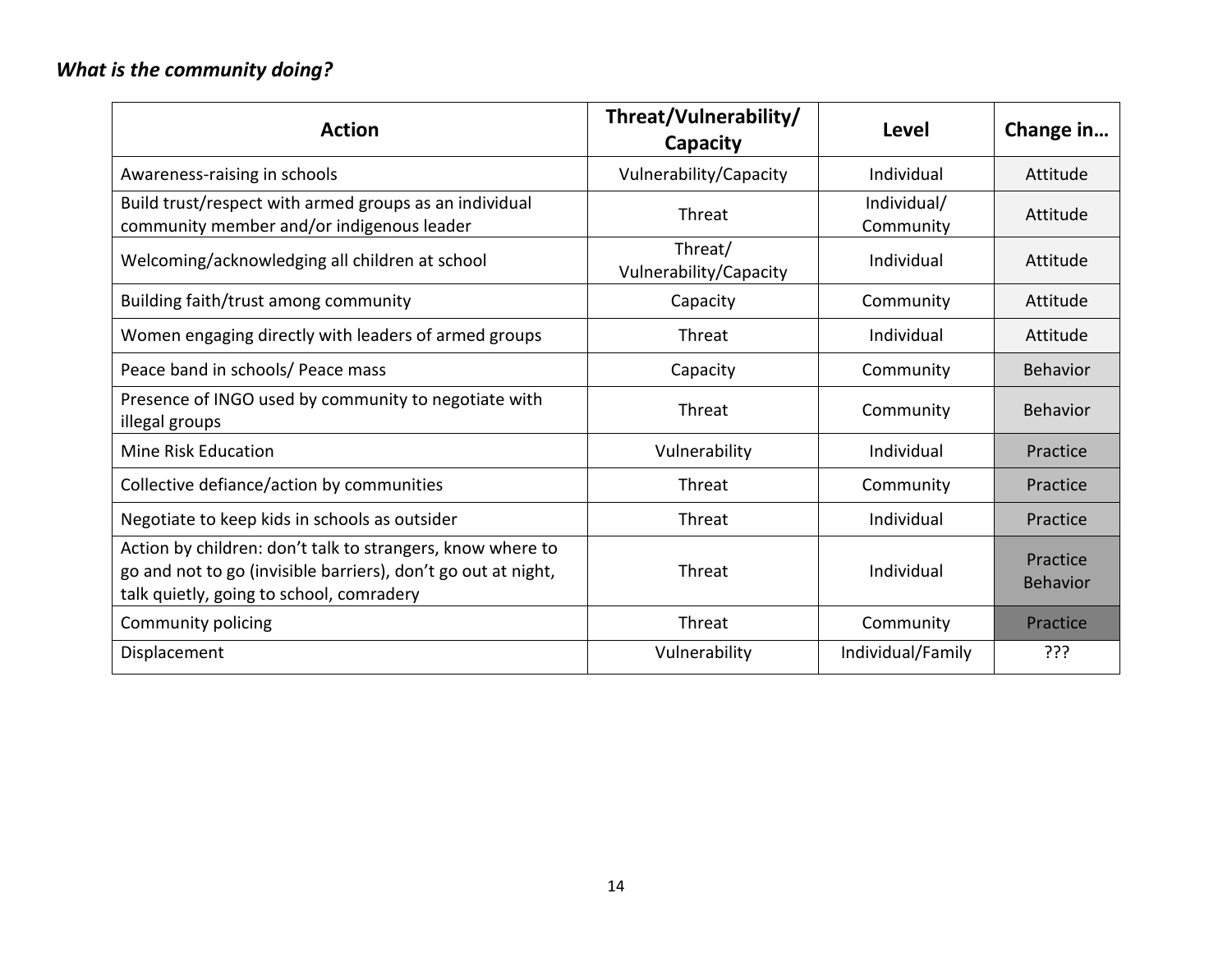***What is the community doing?***

| Action | Threat/Vulnerability/ Capacity | Level | Change in… |
|---|---|---|---|
| Awareness-raising in schools | Vulnerability/Capacity | Individual | Attitude |
| Build trust/respect with armed groups as an individual community member and/or indigenous leader | Threat | Individual/ Community | Attitude |
| Welcoming/acknowledging all children at school | Threat/ Vulnerability/Capacity | Individual | Attitude |
| Building faith/trust among community | Capacity | Community | Attitude |
| Women engaging directly with leaders of armed groups | Threat | Individual | Attitude |
| Peace band in schools/ Peace mass | Capacity | Community | Behavior |
| Presence of INGO used by community to negotiate with illegal groups | Threat | Community | Behavior |
| Mine Risk Education | Vulnerability | Individual | Practice |
| Collective defiance/action by communities | Threat | Community | Practice |
| Negotiate to keep kids in schools as outsider | Threat | Individual | Practice |
| Action by children: don't talk to strangers, know where to go and not to go (invisible barriers), don't go out at night, talk quietly, going to school, comradery | Threat | Individual | Practice Behavior |
| Community policing | Threat | Community | Practice |
| Displacement | Vulnerability | Individual/Family | ??? |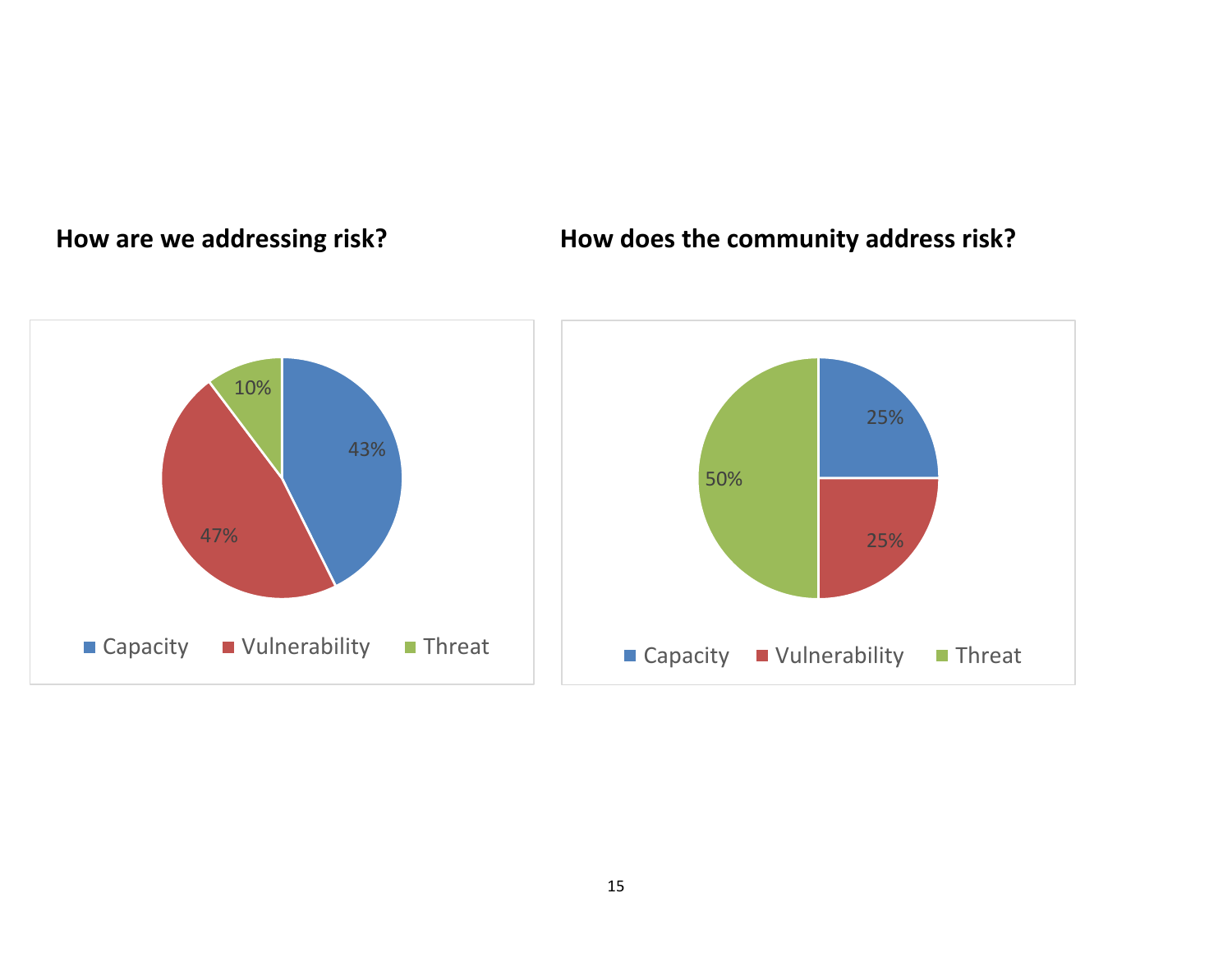**How are we addressing risk?**

| Category | Percentage |
| --- | --- |
| Capacity | 43% |
| Vulnerability | 47% |
| Threat | 10% |

**How does the community address risk?**

| Category | Percentage |
| --- | --- |
| Capacity | 25% |
| Vulnerability | 25% |
| Threat | 50% |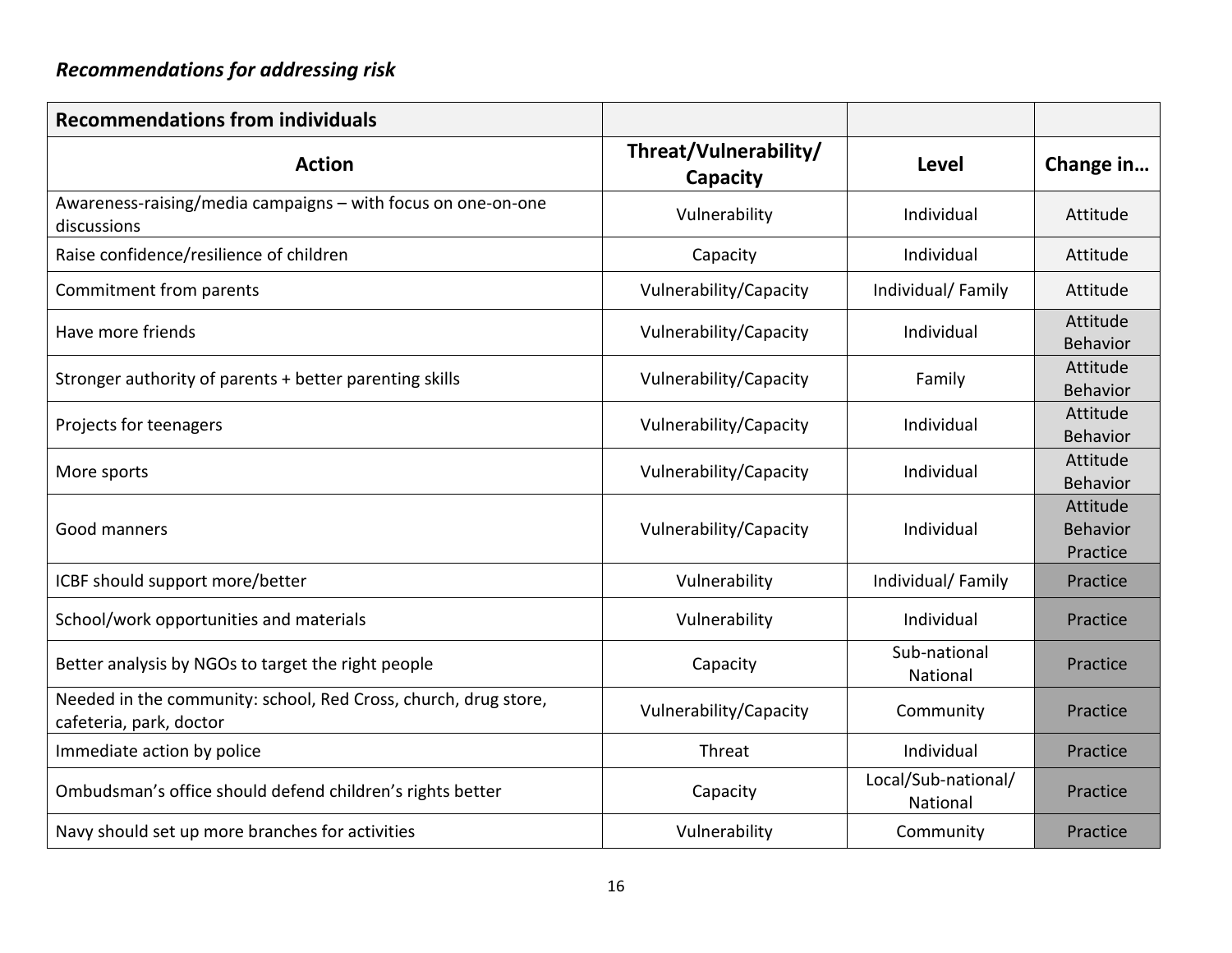*Recommendations for addressing risk*

| **Recommendations from individuals** | | | |
|---|---|---|---|
| **Action** | **Threat/Vulnerability/ Capacity** | **Level** | **Change in…** |
| Awareness-raising/media campaigns – with focus on one-on-one discussions | Vulnerability | Individual | Attitude |
| Raise confidence/resilience of children | Capacity | Individual | Attitude |
| Commitment from parents | Vulnerability/Capacity | Individual/ Family | Attitude |
| Have more friends | Vulnerability/Capacity | Individual | Attitude Behavior |
| Stronger authority of parents + better parenting skills | Vulnerability/Capacity | Family | Attitude Behavior |
| Projects for teenagers | Vulnerability/Capacity | Individual | Attitude Behavior |
| More sports | Vulnerability/Capacity | Individual | Attitude Behavior |
| Good manners | Vulnerability/Capacity | Individual | Attitude Behavior Practice |
| ICBF should support more/better | Vulnerability | Individual/ Family | Practice |
| School/work opportunities and materials | Vulnerability | Individual | Practice |
| Better analysis by NGOs to target the right people | Capacity | Sub-national National | Practice |
| Needed in the community: school, Red Cross, church, drug store, cafeteria, park, doctor | Vulnerability/Capacity | Community | Practice |
| Immediate action by police | Threat | Individual | Practice |
| Ombudsman's office should defend children's rights better | Capacity | Local/Sub-national/ National | Practice |
| Navy should set up more branches for activities | Vulnerability | Community | Practice |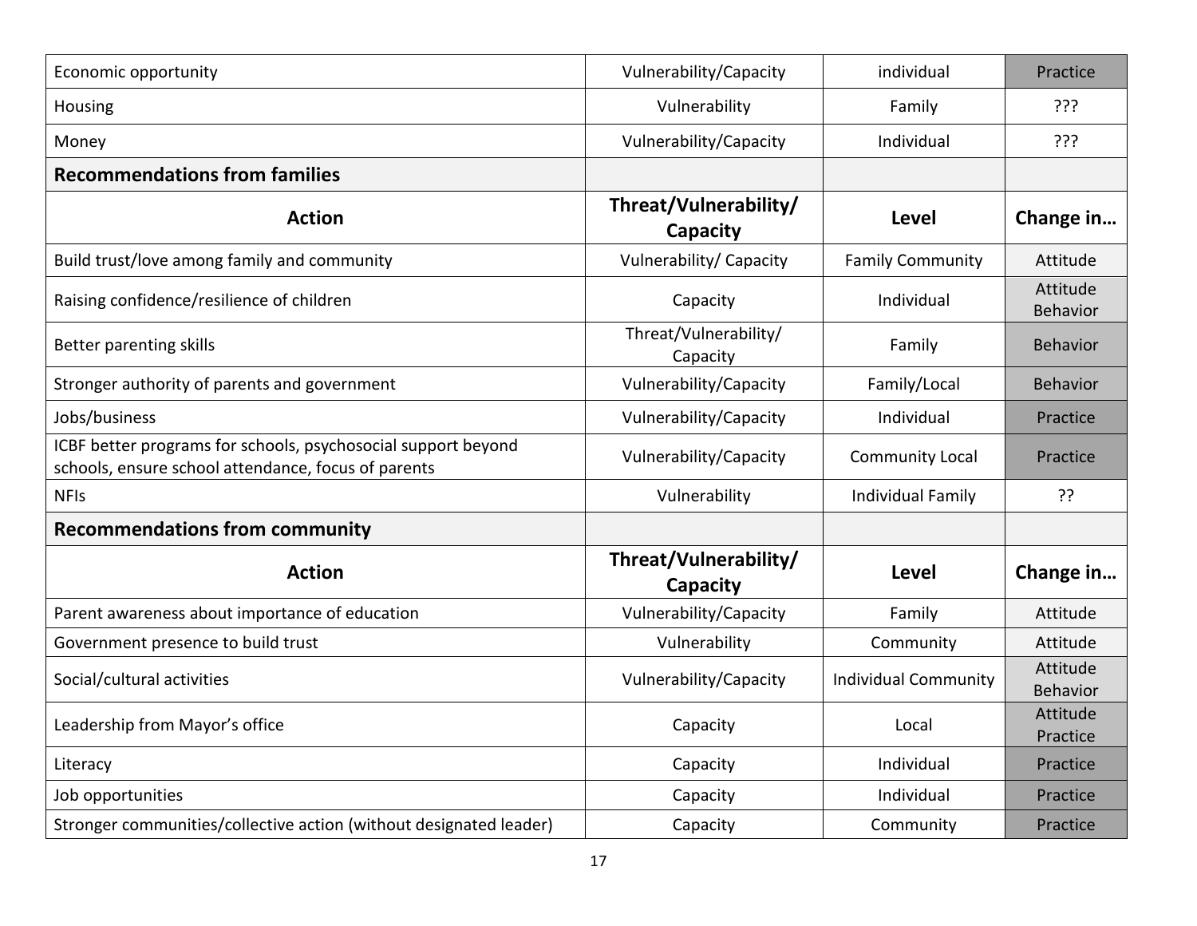| | | | |
|---|---|---|---|
| Economic opportunity | Vulnerability/Capacity | individual | Practice |
| Housing | Vulnerability | Family | ??? |
| Money | Vulnerability/Capacity | Individual | ??? |
| **Recommendations from families** | | | |
| **Action** | **Threat/Vulnerability/ Capacity** | **Level** | **Change in…** |
| Build trust/love among family and community | Vulnerability/ Capacity | Family Community | Attitude |
| Raising confidence/resilience of children | Capacity | Individual | Attitude Behavior |
| Better parenting skills | Threat/Vulnerability/ Capacity | Family | Behavior |
| Stronger authority of parents and government | Vulnerability/Capacity | Family/Local | Behavior |
| Jobs/business | Vulnerability/Capacity | Individual | Practice |
| ICBF better programs for schools, psychosocial support beyond schools, ensure school attendance, focus of parents | Vulnerability/Capacity | Community Local | Practice |
| NFIs | Vulnerability | Individual Family | ?? |
| **Recommendations from community** | | | |
| **Action** | **Threat/Vulnerability/ Capacity** | **Level** | **Change in…** |
| Parent awareness about importance of education | Vulnerability/Capacity | Family | Attitude |
| Government presence to build trust | Vulnerability | Community | Attitude |
| Social/cultural activities | Vulnerability/Capacity | Individual Community | Attitude Behavior |
| Leadership from Mayor's office | Capacity | Local | Attitude Practice |
| Literacy | Capacity | Individual | Practice |
| Job opportunities | Capacity | Individual | Practice |
| Stronger communities/collective action (without designated leader) | Capacity | Community | Practice |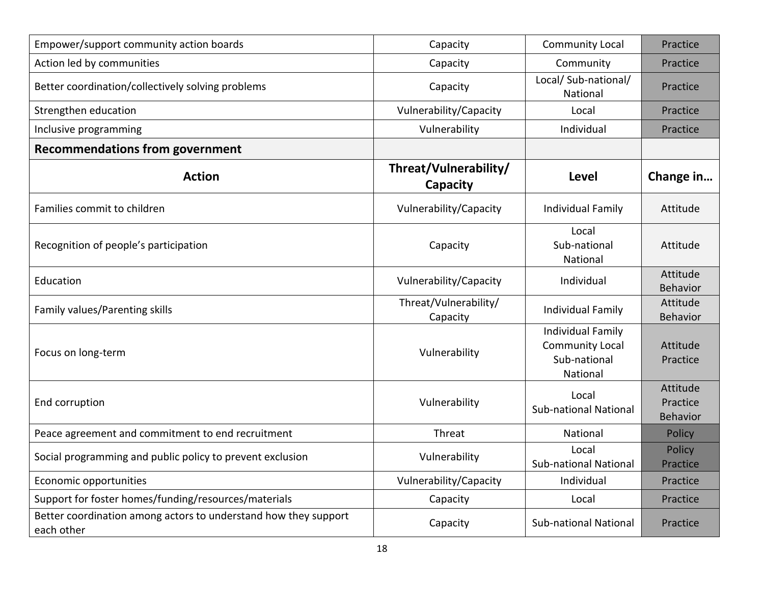| | | | |
|---|---|---|---|
| Empower/support community action boards | Capacity | Community Local | Practice |
| Action led by communities | Capacity | Community | Practice |
| Better coordination/collectively solving problems | Capacity | Local/ Sub-national/ National | Practice |
| Strengthen education | Vulnerability/Capacity | Local | Practice |
| Inclusive programming | Vulnerability | Individual | Practice |
| **Recommendations from government** | | | |
| **Action** | **Threat/Vulnerability/ Capacity** | **Level** | **Change in…** |
| Families commit to children | Vulnerability/Capacity | Individual Family | Attitude |
| Recognition of people's participation | Capacity | Local Sub-national National | Attitude |
| Education | Vulnerability/Capacity | Individual | Attitude Behavior |
| Family values/Parenting skills | Threat/Vulnerability/ Capacity | Individual Family | Attitude Behavior |
| Focus on long-term | Vulnerability | Individual Family Community Local Sub-national National | Attitude Practice |
| End corruption | Vulnerability | Local Sub-national National | Attitude Practice Behavior |
| Peace agreement and commitment to end recruitment | Threat | National | Policy |
| Social programming and public policy to prevent exclusion | Vulnerability | Local Sub-national National | Policy Practice |
| Economic opportunities | Vulnerability/Capacity | Individual | Practice |
| Support for foster homes/funding/resources/materials | Capacity | Local | Practice |
| Better coordination among actors to understand how they support each other | Capacity | Sub-national National | Practice |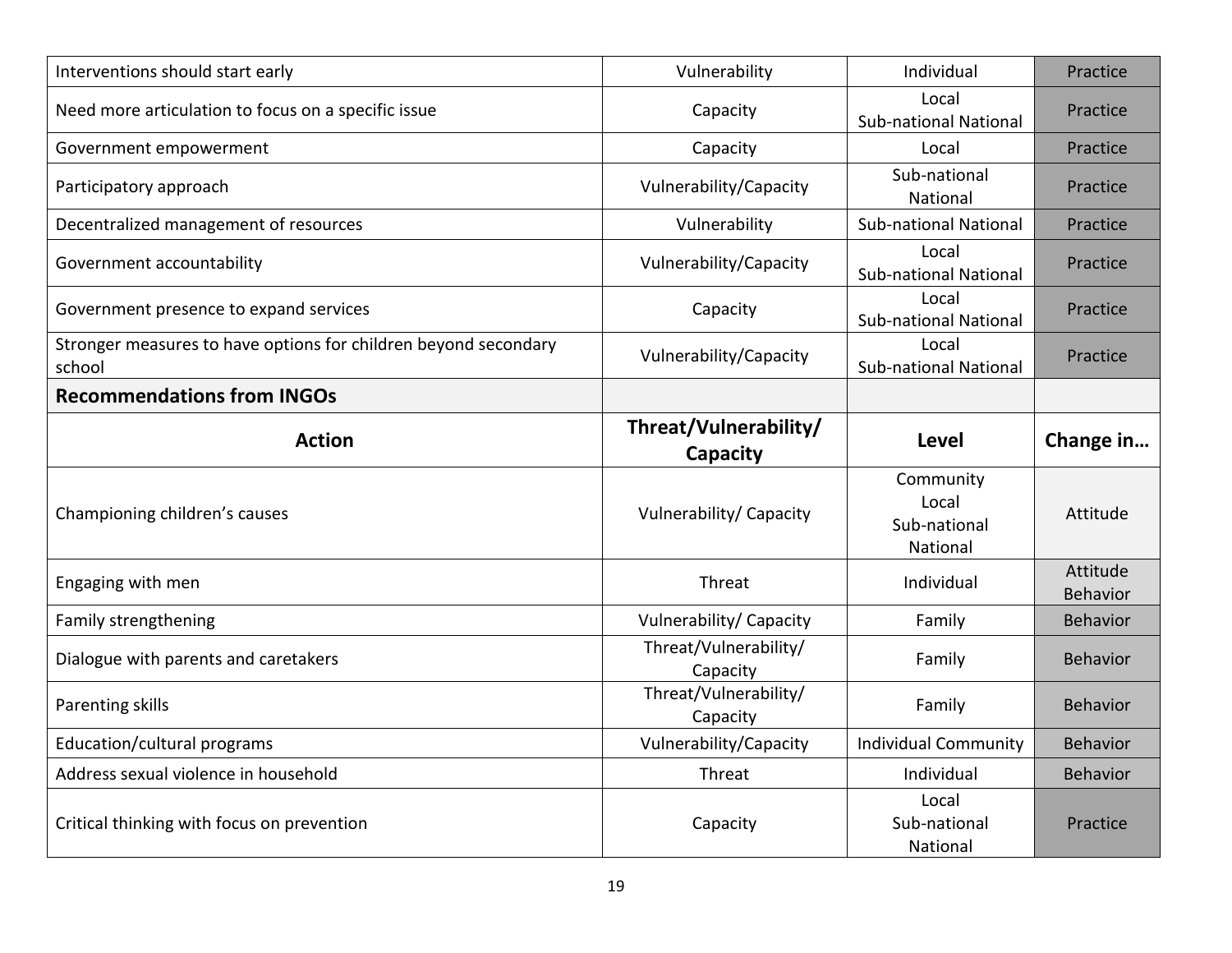| | | | |
|---|---|---|---|
| Interventions should start early | Vulnerability | Individual | Practice |
| Need more articulation to focus on a specific issue | Capacity | Local<br>Sub-national National | Practice |
| Government empowerment | Capacity | Local | Practice |
| Participatory approach | Vulnerability/Capacity | Sub-national<br>National | Practice |
| Decentralized management of resources | Vulnerability | Sub-national National | Practice |
| Government accountability | Vulnerability/Capacity | Local<br>Sub-national National | Practice |
| Government presence to expand services | Capacity | Local<br>Sub-national National | Practice |
| Stronger measures to have options for children beyond secondary school | Vulnerability/Capacity | Local<br>Sub-national National | Practice |
| **Recommendations from INGOs** | | | |
| **Action** | **Threat/Vulnerability/ Capacity** | **Level** | **Change in…** |
| Championing children's causes | Vulnerability/ Capacity | Community<br>Local<br>Sub-national<br>National | Attitude |
| Engaging with men | Threat | Individual | Attitude<br>Behavior |
| Family strengthening | Vulnerability/ Capacity | Family | Behavior |
| Dialogue with parents and caretakers | Threat/Vulnerability/ Capacity | Family | Behavior |
| Parenting skills | Threat/Vulnerability/ Capacity | Family | Behavior |
| Education/cultural programs | Vulnerability/Capacity | Individual Community | Behavior |
| Address sexual violence in household | Threat | Individual | Behavior |
| Critical thinking with focus on prevention | Capacity | Local<br>Sub-national<br>National | Practice |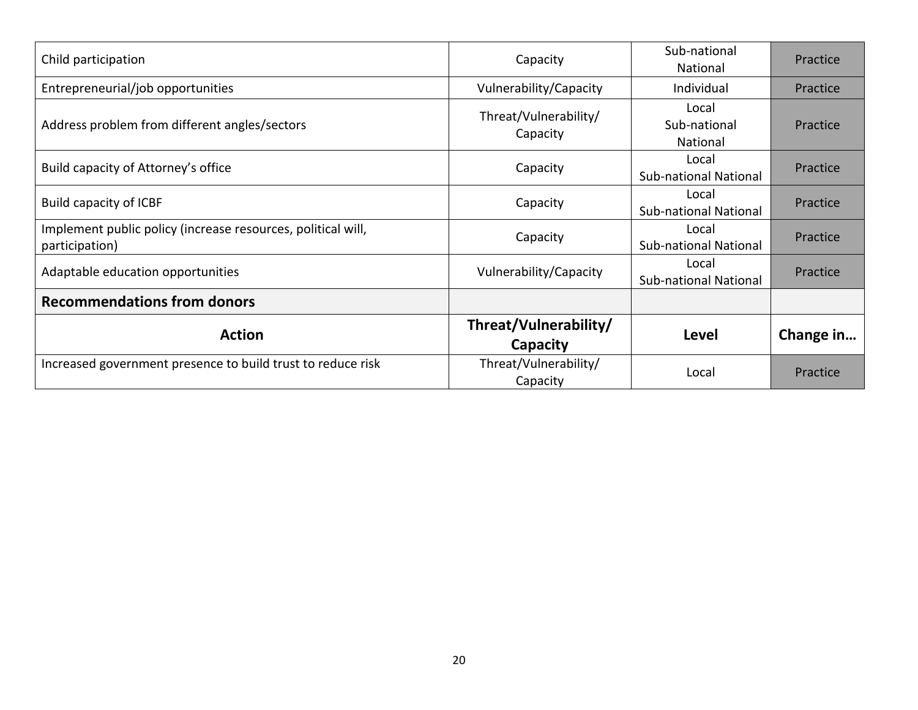| Child participation | Capacity | Sub-national National | Practice |
|---|---|---|---|
| Entrepreneurial/job opportunities | Vulnerability/Capacity | Individual | Practice |
| Address problem from different angles/sectors | Threat/Vulnerability/ Capacity | Local Sub-national National | Practice |
| Build capacity of Attorney's office | Capacity | Local Sub-national National | Practice |
| Build capacity of ICBF | Capacity | Local Sub-national National | Practice |
| Implement public policy (increase resources, political will, participation) | Capacity | Local Sub-national National | Practice |
| Adaptable education opportunities | Vulnerability/Capacity | Local Sub-national National | Practice |
| **Recommendations from donors** | | | |
| **Action** | **Threat/Vulnerability/ Capacity** | **Level** | **Change in…** |
| Increased government presence to build trust to reduce risk | Threat/Vulnerability/ Capacity | Local | Practice |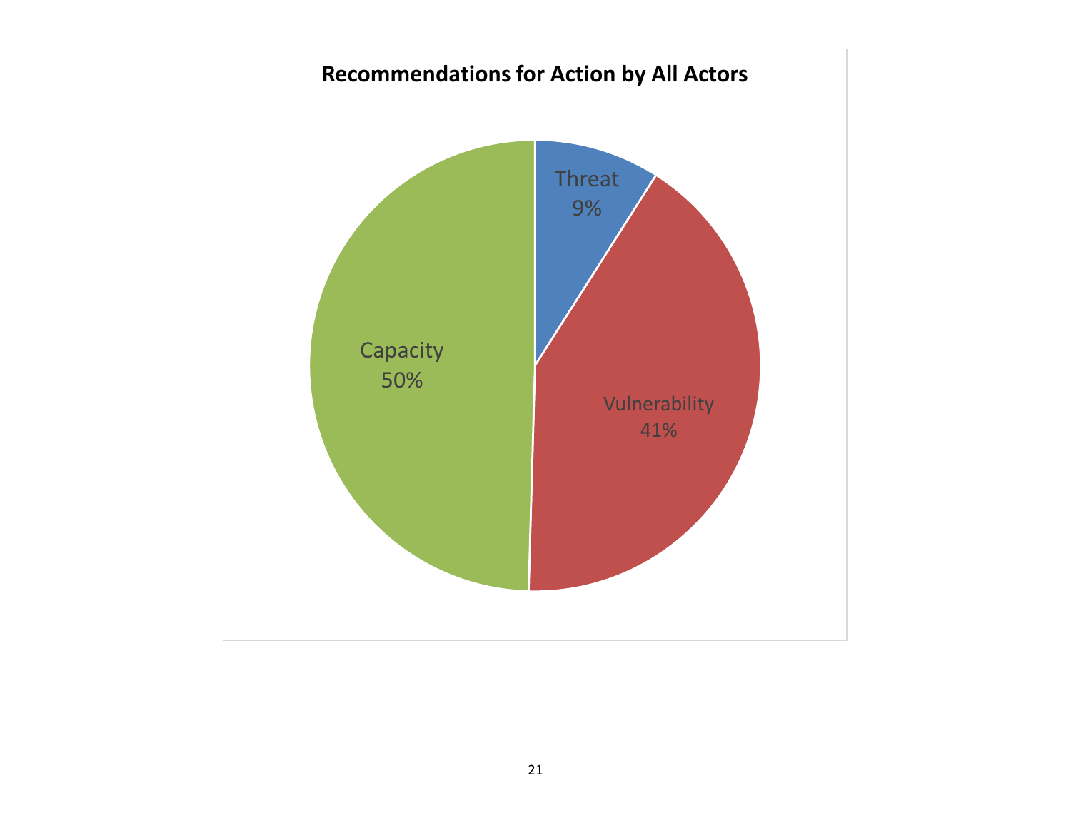**Recommendations for Action by All Actors**

Threat
9%

Vulnerability
41%

Capacity
50%